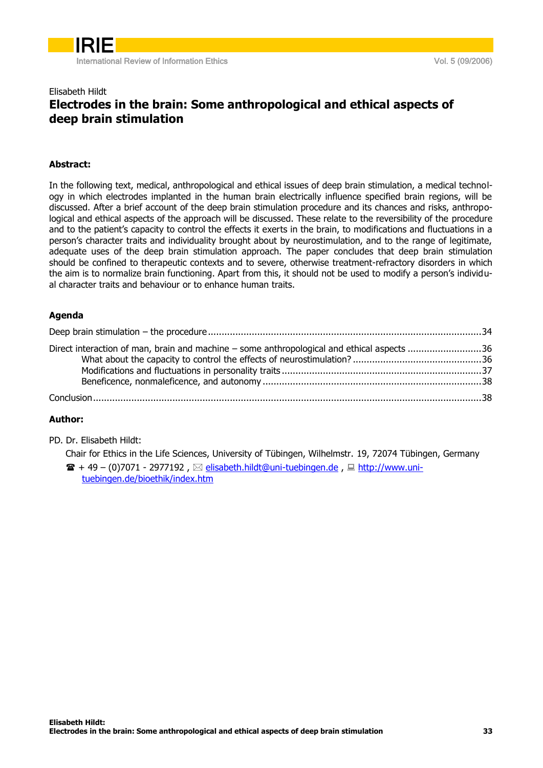Elisabeth Hildt

# Electrodes in the brain: Some anthropological and ethical aspects of deep brain stimulation

## Abstract:

In the following text, medical, anthropological and ethical issues of deep brain stimulation, a medical technology in which electrodes implanted in the human brain electrically influence specified brain regions, will be discussed. After a brief account of the deep brain stimulation procedure and its chances and risks, anthropological and ethical aspects of the approach will be discussed. These relate to the reversibility of the procedure and to the patient's capacity to control the effects it exerts in the brain, to modifications and fluctuations in a person's character traits and individuality brought about by neurostimulation, and to the range of legitimate, adequate uses of the deep brain stimulation approach. The paper concludes that deep brain stimulation should be confined to therapeutic contexts and to severe, otherwise treatment-refractory disorders in which the aim is to normalize brain functioning. Apart from this, it should not be used to modify a person's individual character traits and behaviour or to enhance human traits.

## Agenda

Deep brain stimulation – the procedure ........................................ 34

Direct interaction of man, brain and machine – some anthropological and ethical aspects ........................................ 36

- What about the capacity to control the effects of neurostimulation? ........................................ 36
- Modifications and fluctuations in personality traits ........................................ 37
- Beneficence, nonmaleficence, and autonomy ........................................ 38

Conclusion ........................................ 38

## Author:

PD. Dr. Elisabeth Hildt:

Chair for Ethics in the Life Sciences, University of Tübingen, Wilhelmstr. 19, 72074 Tübingen, Germany

☎ + 49 – (0)7071 - 2977192 , ✉ elisabeth.hildt@uni-tuebingen.de , 💻 http://www.uni-tuebingen.de/bioethik/index.htm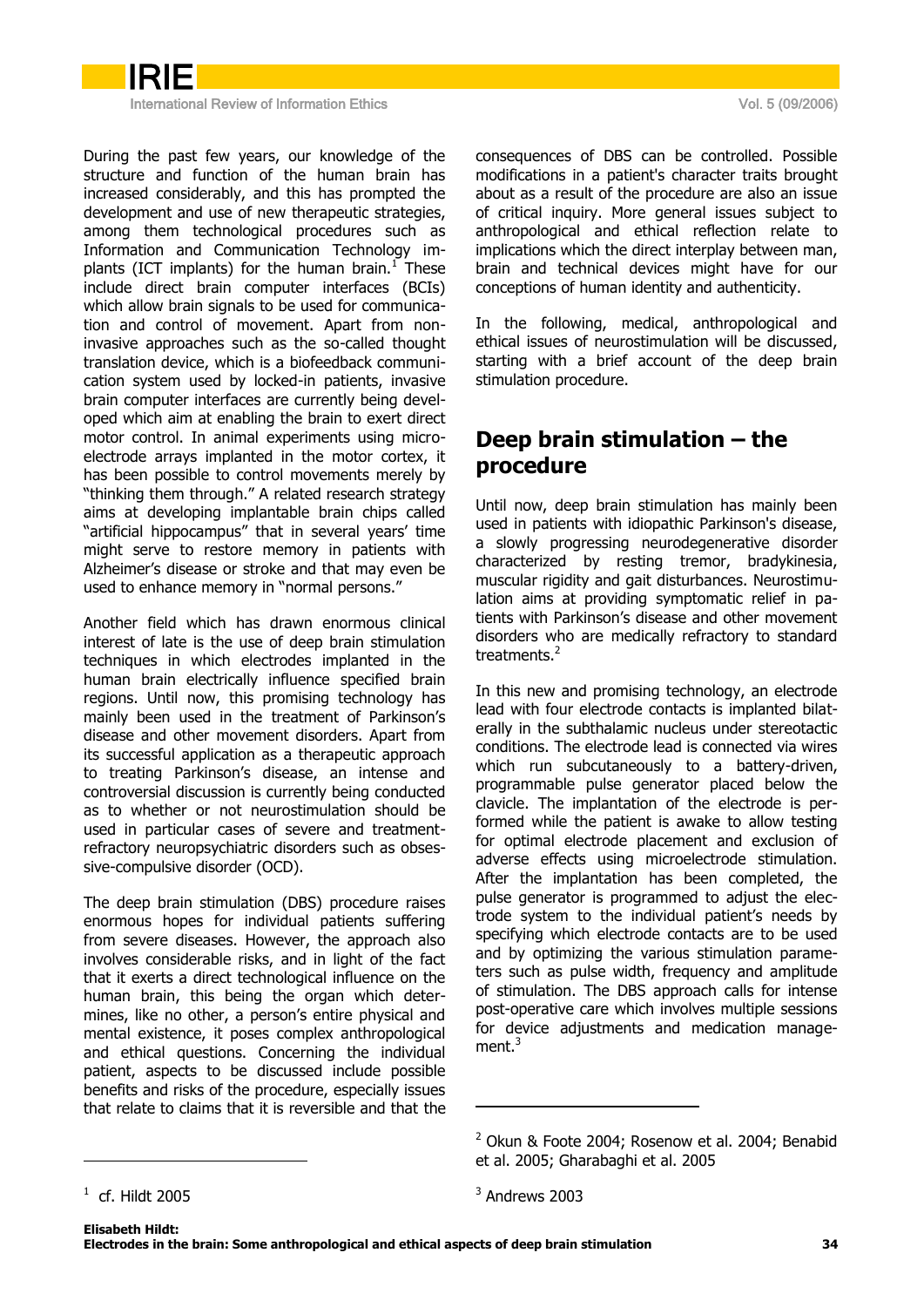During the past few years, our knowledge of the structure and function of the human brain has increased considerably, and this has prompted the development and use of new therapeutic strategies, among them technological procedures such as Information and Communication Technology implants (ICT implants) for the human brain.[1] These include direct brain computer interfaces (BCIs) which allow brain signals to be used for communication and control of movement. Apart from noninvasive approaches such as the so-called thought translation device, which is a biofeedback communication system used by locked-in patients, invasive brain computer interfaces are currently being developed which aim at enabling the brain to exert direct motor control. In animal experiments using microelectrode arrays implanted in the motor cortex, it has been possible to control movements merely by "thinking them through." A related research strategy aims at developing implantable brain chips called "artificial hippocampus" that in several years' time might serve to restore memory in patients with Alzheimer's disease or stroke and that may even be used to enhance memory in "normal persons."

Another field which has drawn enormous clinical interest of late is the use of deep brain stimulation techniques in which electrodes implanted in the human brain electrically influence specified brain regions. Until now, this promising technology has mainly been used in the treatment of Parkinson's disease and other movement disorders. Apart from its successful application as a therapeutic approach to treating Parkinson's disease, an intense and controversial discussion is currently being conducted as to whether or not neurostimulation should be used in particular cases of severe and treatment-refractory neuropsychiatric disorders such as obsessive-compulsive disorder (OCD).

The deep brain stimulation (DBS) procedure raises enormous hopes for individual patients suffering from severe diseases. However, the approach also involves considerable risks, and in light of the fact that it exerts a direct technological influence on the human brain, this being the organ which determines, like no other, a person's entire physical and mental existence, it poses complex anthropological and ethical questions. Concerning the individual patient, aspects to be discussed include possible benefits and risks of the procedure, especially issues that relate to claims that it is reversible and that the consequences of DBS can be controlled. Possible modifications in a patient's character traits brought about as a result of the procedure are also an issue of critical inquiry. More general issues subject to anthropological and ethical reflection relate to implications which the direct interplay between man, brain and technical devices might have for our conceptions of human identity and authenticity.

In the following, medical, anthropological and ethical issues of neurostimulation will be discussed, starting with a brief account of the deep brain stimulation procedure.

## Deep brain stimulation – the procedure

Until now, deep brain stimulation has mainly been used in patients with idiopathic Parkinson's disease, a slowly progressing neurodegenerative disorder characterized by resting tremor, bradykinesia, muscular rigidity and gait disturbances. Neurostimulation aims at providing symptomatic relief in patients with Parkinson's disease and other movement disorders who are medically refractory to standard treatments.[2]

In this new and promising technology, an electrode lead with four electrode contacts is implanted bilaterally in the subthalamic nucleus under stereotactic conditions. The electrode lead is connected via wires which run subcutaneously to a battery-driven, programmable pulse generator placed below the clavicle. The implantation of the electrode is performed while the patient is awake to allow testing for optimal electrode placement and exclusion of adverse effects using microelectrode stimulation. After the implantation has been completed, the pulse generator is programmed to adjust the electrode system to the individual patient's needs by specifying which electrode contacts are to be used and by optimizing the various stimulation parameters such as pulse width, frequency and amplitude of stimulation. The DBS approach calls for intense post-operative care which involves multiple sessions for device adjustments and medication management.[3]

[1] cf. Hildt 2005

[2] Okun & Foote 2004; Rosenow et al. 2004; Benabid et al. 2005; Gharabaghi et al. 2005

[3] Andrews 2003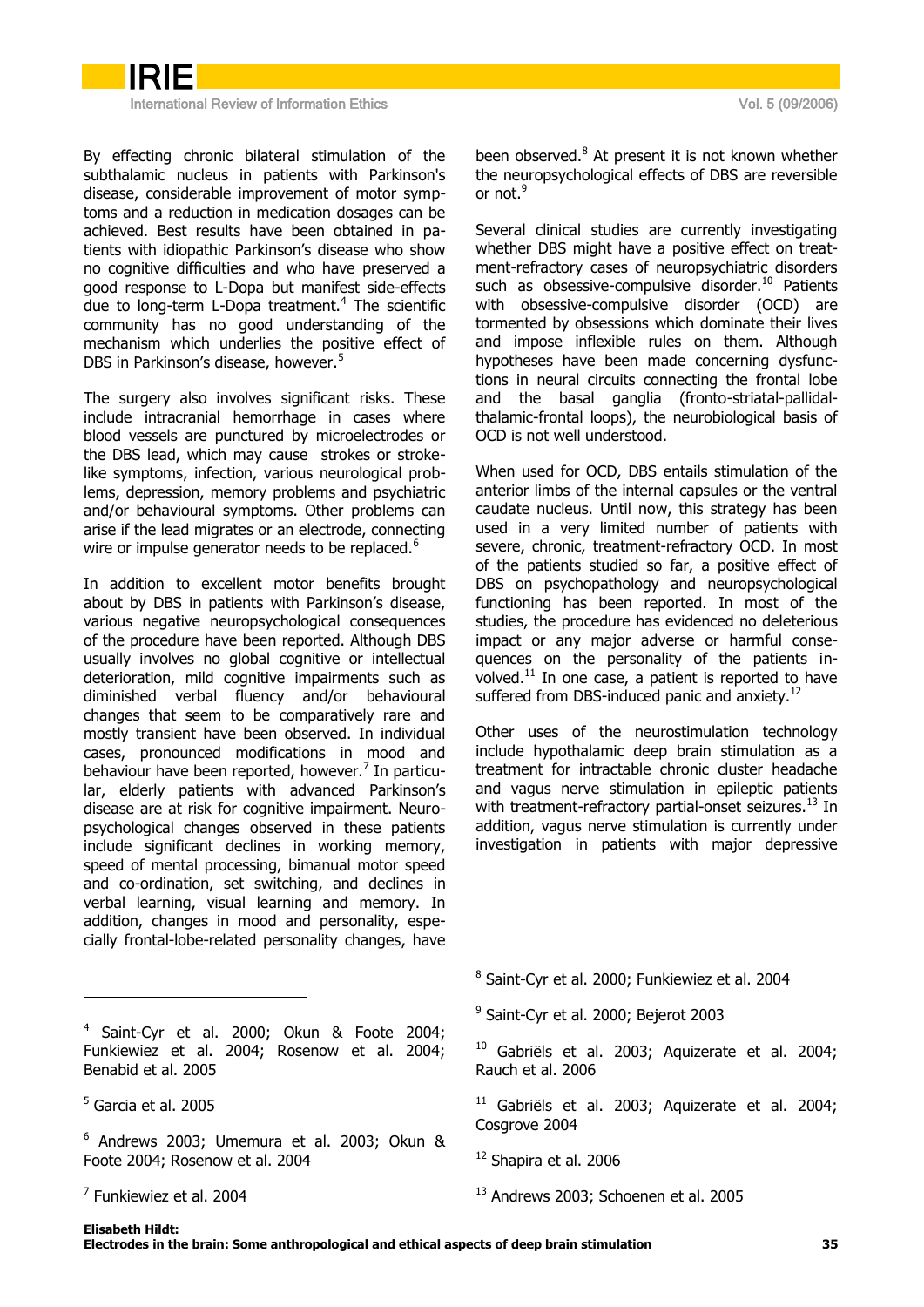By effecting chronic bilateral stimulation of the subthalamic nucleus in patients with Parkinson's disease, considerable improvement of motor symptoms and a reduction in medication dosages can be achieved. Best results have been obtained in patients with idiopathic Parkinson's disease who show no cognitive difficulties and who have preserved a good response to L-Dopa but manifest side-effects due to long-term L-Dopa treatment.[4] The scientific community has no good understanding of the mechanism which underlies the positive effect of DBS in Parkinson's disease, however.[5]

The surgery also involves significant risks. These include intracranial hemorrhage in cases where blood vessels are punctured by microelectrodes or the DBS lead, which may cause strokes or stroke-like symptoms, infection, various neurological problems, depression, memory problems and psychiatric and/or behavioural symptoms. Other problems can arise if the lead migrates or an electrode, connecting wire or impulse generator needs to be replaced.[6]

In addition to excellent motor benefits brought about by DBS in patients with Parkinson's disease, various negative neuropsychological consequences of the procedure have been reported. Although DBS usually involves no global cognitive or intellectual deterioration, mild cognitive impairments such as diminished verbal fluency and/or behavioural changes that seem to be comparatively rare and mostly transient have been observed. In individual cases, pronounced modifications in mood and behaviour have been reported, however.[7] In particular, elderly patients with advanced Parkinson's disease are at risk for cognitive impairment. Neuropsychological changes observed in these patients include significant declines in working memory, speed of mental processing, bimanual motor speed and co-ordination, set switching, and declines in verbal learning, visual learning and memory. In addition, changes in mood and personality, especially frontal-lobe-related personality changes, have been observed.[8] At present it is not known whether the neuropsychological effects of DBS are reversible or not.[9]

Several clinical studies are currently investigating whether DBS might have a positive effect on treatment-refractory cases of neuropsychiatric disorders such as obsessive-compulsive disorder.[10] Patients with obsessive-compulsive disorder (OCD) are tormented by obsessions which dominate their lives and impose inflexible rules on them. Although hypotheses have been made concerning dysfunctions in neural circuits connecting the frontal lobe and the basal ganglia (fronto-striatal-pallidal-thalamic-frontal loops), the neurobiological basis of OCD is not well understood.

When used for OCD, DBS entails stimulation of the anterior limbs of the internal capsules or the ventral caudate nucleus. Until now, this strategy has been used in a very limited number of patients with severe, chronic, treatment-refractory OCD. In most of the patients studied so far, a positive effect of DBS on psychopathology and neuropsychological functioning has been reported. In most of the studies, the procedure has evidenced no deleterious impact or any major adverse or harmful consequences on the personality of the patients involved.[11] In one case, a patient is reported to have suffered from DBS-induced panic and anxiety.[12]

Other uses of the neurostimulation technology include hypothalamic deep brain stimulation as a treatment for intractable chronic cluster headache and vagus nerve stimulation in epileptic patients with treatment-refractory partial-onset seizures.[13] In addition, vagus nerve stimulation is currently under investigation in patients with major depressive

---

[4] Saint-Cyr et al. 2000; Okun & Foote 2004; Funkiewiez et al. 2004; Rosenow et al. 2004; Benabid et al. 2005

[5] Garcia et al. 2005

[6] Andrews 2003; Umemura et al. 2003; Okun & Foote 2004; Rosenow et al. 2004

[7] Funkiewiez et al. 2004

[8] Saint-Cyr et al. 2000; Funkiewiez et al. 2004

[9] Saint-Cyr et al. 2000; Bejerot 2003

[10] Gabriëls et al. 2003; Aquizerate et al. 2004; Rauch et al. 2006

[11] Gabriëls et al. 2003; Aquizerate et al. 2004; Cosgrove 2004

[12] Shapira et al. 2006

[13] Andrews 2003; Schoenen et al. 2005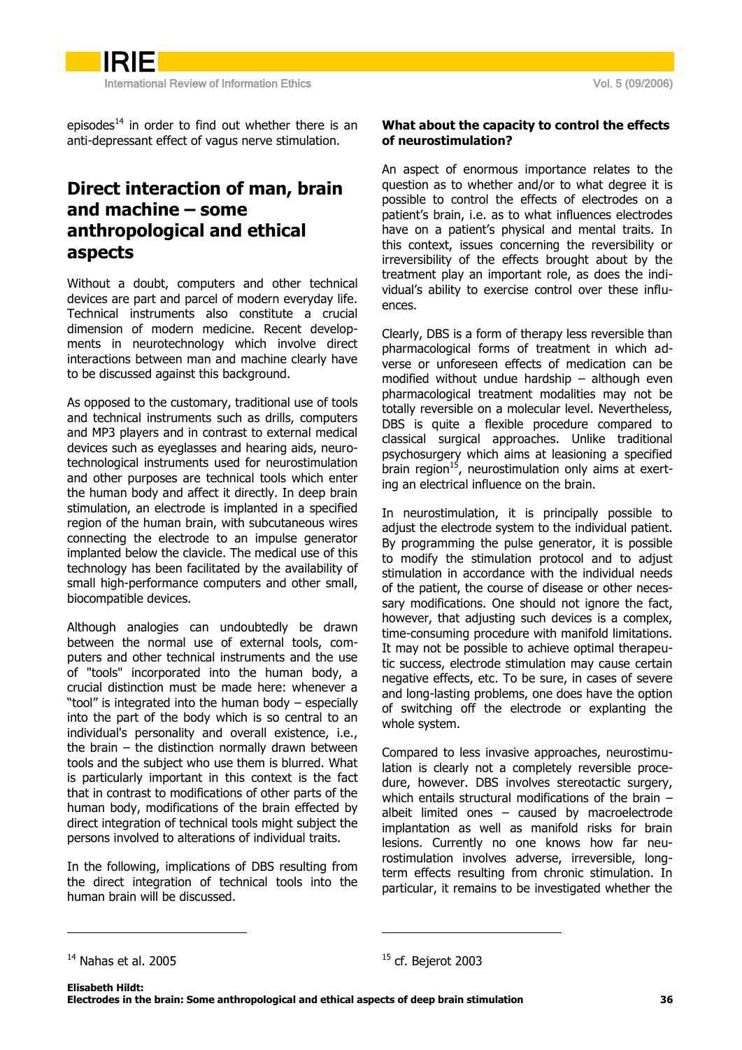episodes[14] in order to find out whether there is an anti-depressant effect of vagus nerve stimulation.

## Direct interaction of man, brain and machine – some anthropological and ethical aspects

Without a doubt, computers and other technical devices are part and parcel of modern everyday life. Technical instruments also constitute a crucial dimension of modern medicine. Recent developments in neurotechnology which involve direct interactions between man and machine clearly have to be discussed against this background.

As opposed to the customary, traditional use of tools and technical instruments such as drills, computers and MP3 players and in contrast to external medical devices such as eyeglasses and hearing aids, neurotechnological instruments used for neurostimulation and other purposes are technical tools which enter the human body and affect it directly. In deep brain stimulation, an electrode is implanted in a specified region of the human brain, with subcutaneous wires connecting the electrode to an impulse generator implanted below the clavicle. The medical use of this technology has been facilitated by the availability of small high-performance computers and other small, biocompatible devices.

Although analogies can undoubtedly be drawn between the normal use of external tools, computers and other technical instruments and the use of "tools" incorporated into the human body, a crucial distinction must be made here: whenever a "tool" is integrated into the human body – especially into the part of the body which is so central to an individual's personality and overall existence, i.e., the brain – the distinction normally drawn between tools and the subject who use them is blurred. What is particularly important in this context is the fact that in contrast to modifications of other parts of the human body, modifications of the brain effected by direct integration of technical tools might subject the persons involved to alterations of individual traits.

In the following, implications of DBS resulting from the direct integration of technical tools into the human brain will be discussed.

### What about the capacity to control the effects of neurostimulation?

An aspect of enormous importance relates to the question as to whether and/or to what degree it is possible to control the effects of electrodes on a patient's brain, i.e. as to what influences electrodes have on a patient's physical and mental traits. In this context, issues concerning the reversibility or irreversibility of the effects brought about by the treatment play an important role, as does the individual's ability to exercise control over these influences.

Clearly, DBS is a form of therapy less reversible than pharmacological forms of treatment in which adverse or unforeseen effects of medication can be modified without undue hardship – although even pharmacological treatment modalities may not be totally reversible on a molecular level. Nevertheless, DBS is quite a flexible procedure compared to classical surgical approaches. Unlike traditional psychosurgery which aims at leasioning a specified brain region[15], neurostimulation only aims at exerting an electrical influence on the brain.

In neurostimulation, it is principally possible to adjust the electrode system to the individual patient. By programming the pulse generator, it is possible to modify the stimulation protocol and to adjust stimulation in accordance with the individual needs of the patient, the course of disease or other necessary modifications. One should not ignore the fact, however, that adjusting such devices is a complex, time-consuming procedure with manifold limitations. It may not be possible to achieve optimal therapeutic success, electrode stimulation may cause certain negative effects, etc. To be sure, in cases of severe and long-lasting problems, one does have the option of switching off the electrode or explanting the whole system.

Compared to less invasive approaches, neurostimulation is clearly not a completely reversible procedure, however. DBS involves stereotactic surgery, which entails structural modifications of the brain – albeit limited ones – caused by macroelectrode implantation as well as manifold risks for brain lesions. Currently no one knows how far neurostimulation involves adverse, irreversible, long-term effects resulting from chronic stimulation. In particular, it remains to be investigated whether the

---

[14] Nahas et al. 2005

[15] cf. Bejerot 2003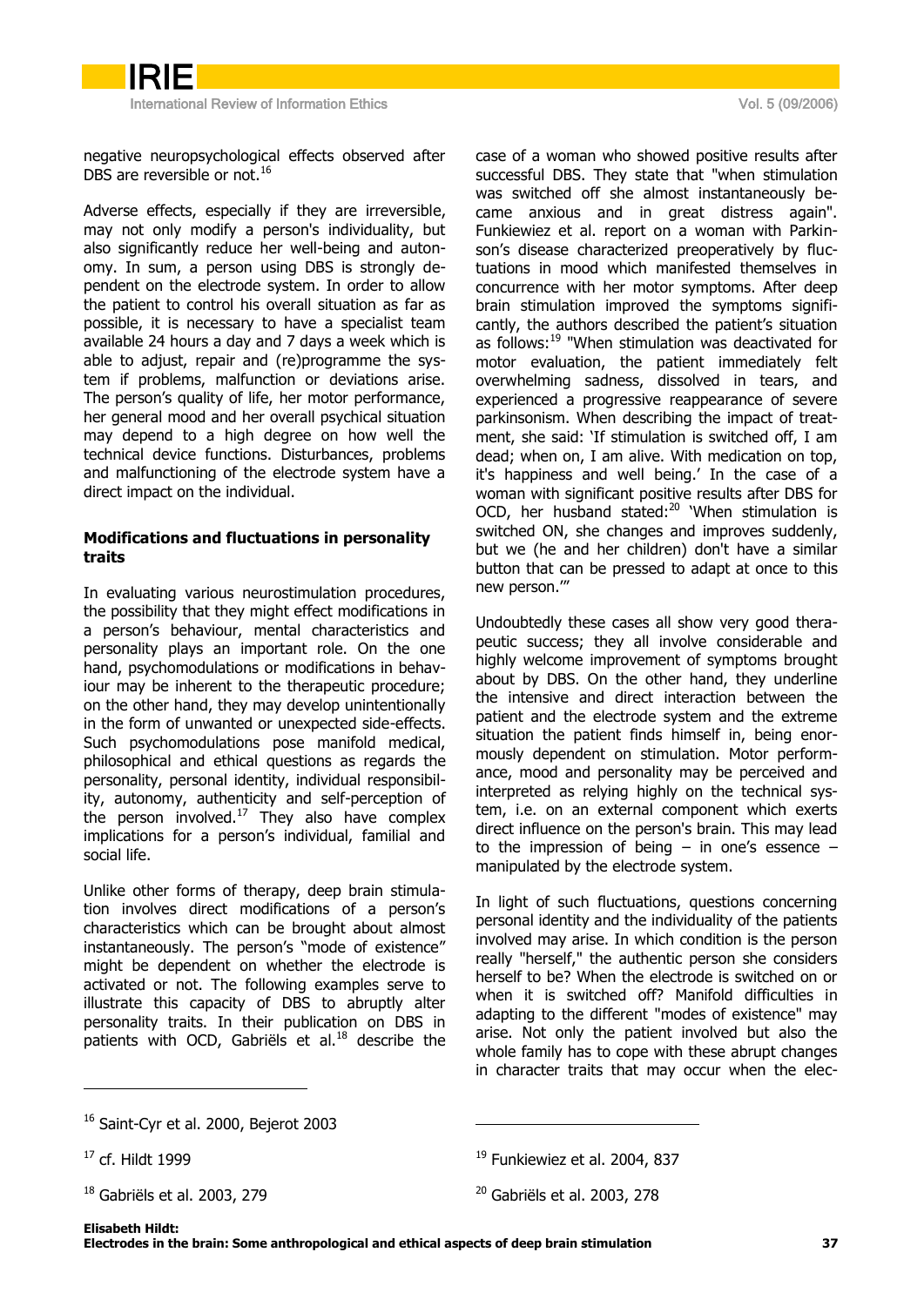negative neuropsychological effects observed after DBS are reversible or not.[16]

Adverse effects, especially if they are irreversible, may not only modify a person's individuality, but also significantly reduce her well-being and autonomy. In sum, a person using DBS is strongly dependent on the electrode system. In order to allow the patient to control his overall situation as far as possible, it is necessary to have a specialist team available 24 hours a day and 7 days a week which is able to adjust, repair and (re)programme the system if problems, malfunction or deviations arise. The person's quality of life, her motor performance, her general mood and her overall psychical situation may depend to a high degree on how well the technical device functions. Disturbances, problems and malfunctioning of the electrode system have a direct impact on the individual.

**Modifications and fluctuations in personality traits**

In evaluating various neurostimulation procedures, the possibility that they might effect modifications in a person's behaviour, mental characteristics and personality plays an important role. On the one hand, psychomodulations or modifications in behaviour may be inherent to the therapeutic procedure; on the other hand, they may develop unintentionally in the form of unwanted or unexpected side-effects. Such psychomodulations pose manifold medical, philosophical and ethical questions as regards the personality, personal identity, individual responsibility, autonomy, authenticity and self-perception of the person involved.[17] They also have complex implications for a person's individual, familial and social life.

Unlike other forms of therapy, deep brain stimulation involves direct modifications of a person's characteristics which can be brought about almost instantaneously. The person's "mode of existence" might be dependent on whether the electrode is activated or not. The following examples serve to illustrate this capacity of DBS to abruptly alter personality traits. In their publication on DBS in patients with OCD, Gabriëls et al.[18] describe the case of a woman who showed positive results after successful DBS. They state that "when stimulation was switched off she almost instantaneously became anxious and in great distress again". Funkiewiez et al. report on a woman with Parkinson's disease characterized preoperatively by fluctuations in mood which manifested themselves in concurrence with her motor symptoms. After deep brain stimulation improved the symptoms significantly, the authors described the patient's situation as follows:[19] "When stimulation was deactivated for motor evaluation, the patient immediately felt overwhelming sadness, dissolved in tears, and experienced a progressive reappearance of severe parkinsonism. When describing the impact of treatment, she said: 'If stimulation is switched off, I am dead; when on, I am alive. With medication on top, it's happiness and well being.' In the case of a woman with significant positive results after DBS for OCD, her husband stated:[20] 'When stimulation is switched ON, she changes and improves suddenly, but we (he and her children) don't have a similar button that can be pressed to adapt at once to this new person.'"

Undoubtedly these cases all show very good therapeutic success; they all involve considerable and highly welcome improvement of symptoms brought about by DBS. On the other hand, they underline the intensive and direct interaction between the patient and the electrode system and the extreme situation the patient finds himself in, being enormously dependent on stimulation. Motor performance, mood and personality may be perceived and interpreted as relying highly on the technical system, i.e. on an external component which exerts direct influence on the person's brain. This may lead to the impression of being – in one's essence – manipulated by the electrode system.

In light of such fluctuations, questions concerning personal identity and the individuality of the patients involved may arise. In which condition is the person really "herself," the authentic person she considers herself to be? When the electrode is switched on or when it is switched off? Manifold difficulties in adapting to the different "modes of existence" may arise. Not only the patient involved but also the whole family has to cope with these abrupt changes in character traits that may occur when the elec-

---

[16] Saint-Cyr et al. 2000, Bejerot 2003

[17] cf. Hildt 1999

[18] Gabriëls et al. 2003, 279

[19] Funkiewiez et al. 2004, 837

[20] Gabriëls et al. 2003, 278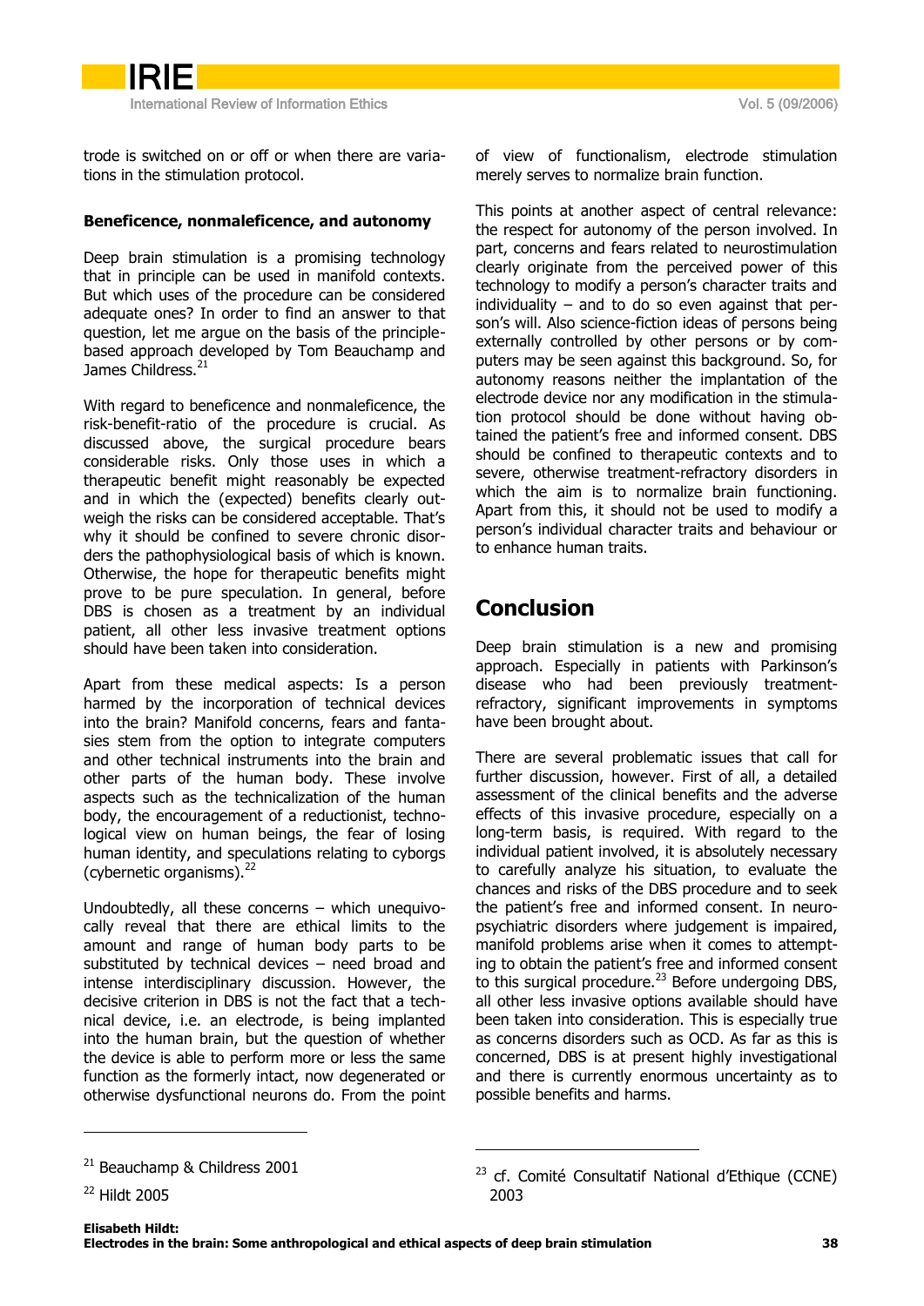trode is switched on or off or when there are variations in the stimulation protocol.

**Beneficence, nonmaleficence, and autonomy**

Deep brain stimulation is a promising technology that in principle can be used in manifold contexts. But which uses of the procedure can be considered adequate ones? In order to find an answer to that question, let me argue on the basis of the principle-based approach developed by Tom Beauchamp and James Childress.[21]

With regard to beneficence and nonmaleficence, the risk-benefit-ratio of the procedure is crucial. As discussed above, the surgical procedure bears considerable risks. Only those uses in which a therapeutic benefit might reasonably be expected and in which the (expected) benefits clearly outweigh the risks can be considered acceptable. That's why it should be confined to severe chronic disorders the pathophysiological basis of which is known. Otherwise, the hope for therapeutic benefits might prove to be pure speculation. In general, before DBS is chosen as a treatment by an individual patient, all other less invasive treatment options should have been taken into consideration.

Apart from these medical aspects: Is a person harmed by the incorporation of technical devices into the brain? Manifold concerns, fears and fantasies stem from the option to integrate computers and other technical instruments into the brain and other parts of the human body. These involve aspects such as the technicalization of the human body, the encouragement of a reductionist, technological view on human beings, the fear of losing human identity, and speculations relating to cyborgs (cybernetic organisms).[22]

Undoubtedly, all these concerns – which unequivocally reveal that there are ethical limits to the amount and range of human body parts to be substituted by technical devices – need broad and intense interdisciplinary discussion. However, the decisive criterion in DBS is not the fact that a technical device, i.e. an electrode, is being implanted into the human brain, but the question of whether the device is able to perform more or less the same function as the formerly intact, now degenerated or otherwise dysfunctional neurons do. From the point of view of functionalism, electrode stimulation merely serves to normalize brain function.

This points at another aspect of central relevance: the respect for autonomy of the person involved. In part, concerns and fears related to neurostimulation clearly originate from the perceived power of this technology to modify a person's character traits and individuality – and to do so even against that person's will. Also science-fiction ideas of persons being externally controlled by other persons or by computers may be seen against this background. So, for autonomy reasons neither the implantation of the electrode device nor any modification in the stimulation protocol should be done without having obtained the patient's free and informed consent. DBS should be confined to therapeutic contexts and to severe, otherwise treatment-refractory disorders in which the aim is to normalize brain functioning. Apart from this, it should not be used to modify a person's individual character traits and behaviour or to enhance human traits.

## Conclusion

Deep brain stimulation is a new and promising approach. Especially in patients with Parkinson's disease who had been previously treatment-refractory, significant improvements in symptoms have been brought about.

There are several problematic issues that call for further discussion, however. First of all, a detailed assessment of the clinical benefits and the adverse effects of this invasive procedure, especially on a long-term basis, is required. With regard to the individual patient involved, it is absolutely necessary to carefully analyze his situation, to evaluate the chances and risks of the DBS procedure and to seek the patient's free and informed consent. In neuropsychiatric disorders where judgement is impaired, manifold problems arise when it comes to attempting to obtain the patient's free and informed consent to this surgical procedure.[23] Before undergoing DBS, all other less invasive options available should have been taken into consideration. This is especially true as concerns disorders such as OCD. As far as this is concerned, DBS is at present highly investigational and there is currently enormous uncertainty as to possible benefits and harms.

---

[21] Beauchamp & Childress 2001

[22] Hildt 2005

[23] cf. Comité Consultatif National d'Ethique (CCNE) 2003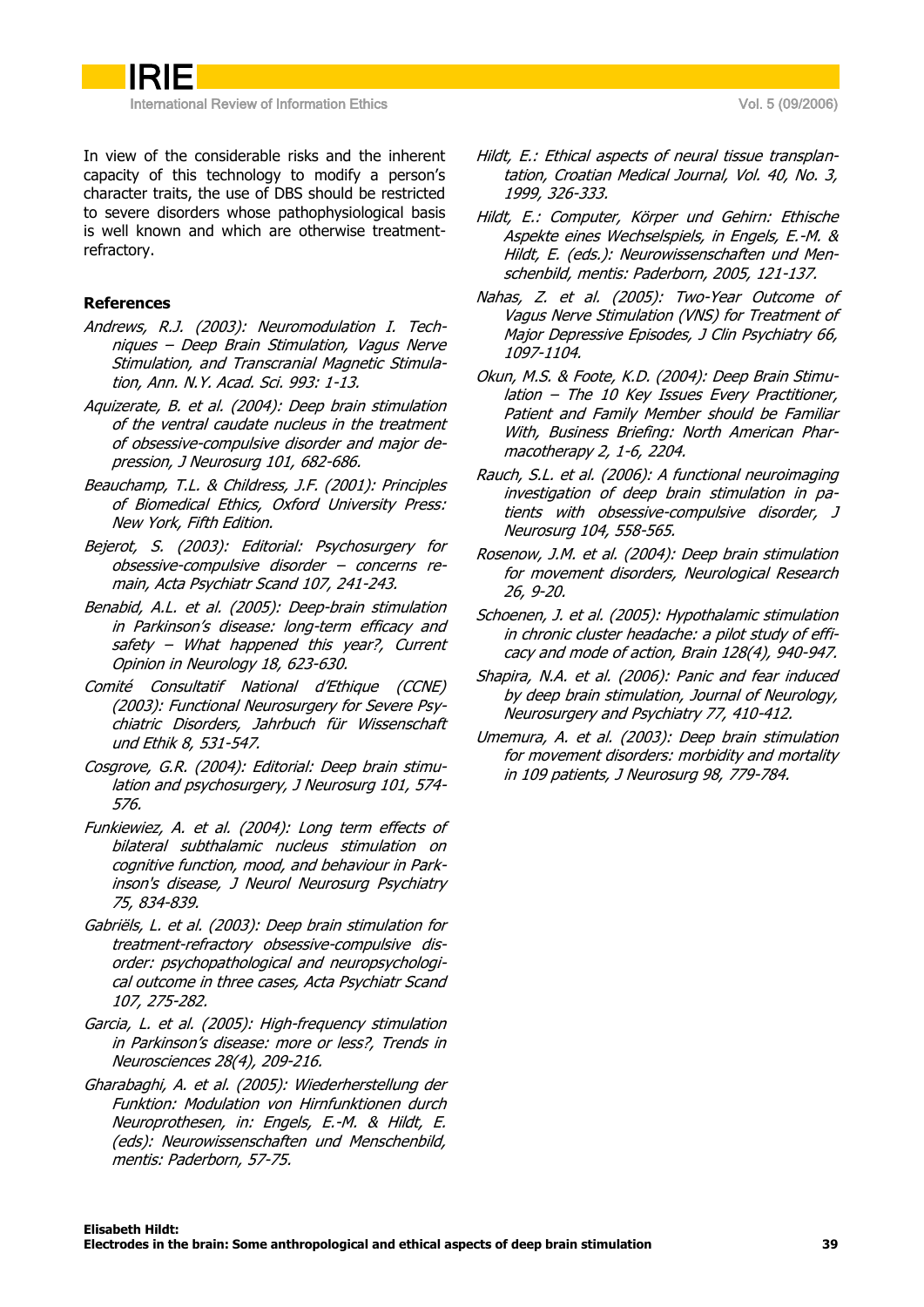In view of the considerable risks and the inherent capacity of this technology to modify a person's character traits, the use of DBS should be restricted to severe disorders whose pathophysiological basis is well known and which are otherwise treatment-refractory.

### References

*Andrews, R.J. (2003): Neuromodulation I. Techniques – Deep Brain Stimulation, Vagus Nerve Stimulation, and Transcranial Magnetic Stimulation, Ann. N.Y. Acad. Sci. 993: 1-13.*

*Aquizerate, B. et al. (2004): Deep brain stimulation of the ventral caudate nucleus in the treatment of obsessive-compulsive disorder and major depression, J Neurosurg 101, 682-686.*

*Beauchamp, T.L. & Childress, J.F. (2001): Principles of Biomedical Ethics, Oxford University Press: New York, Fifth Edition.*

*Bejerot, S. (2003): Editorial: Psychosurgery for obsessive-compulsive disorder – concerns remain, Acta Psychiatr Scand 107, 241-243.*

*Benabid, A.L. et al. (2005): Deep-brain stimulation in Parkinson's disease: long-term efficacy and safety – What happened this year?, Current Opinion in Neurology 18, 623-630.*

*Comité Consultatif National d'Ethique (CCNE) (2003): Functional Neurosurgery for Severe Psychiatric Disorders, Jahrbuch für Wissenschaft und Ethik 8, 531-547.*

*Cosgrove, G.R. (2004): Editorial: Deep brain stimulation and psychosurgery, J Neurosurg 101, 574-576.*

*Funkiewiez, A. et al. (2004): Long term effects of bilateral subthalamic nucleus stimulation on cognitive function, mood, and behaviour in Parkinson's disease, J Neurol Neurosurg Psychiatry 75, 834-839.*

*Gabriëls, L. et al. (2003): Deep brain stimulation for treatment-refractory obsessive-compulsive disorder: psychopathological and neuropsychological outcome in three cases, Acta Psychiatr Scand 107, 275-282.*

*Garcia, L. et al. (2005): High-frequency stimulation in Parkinson's disease: more or less?, Trends in Neurosciences 28(4), 209-216.*

*Gharabaghi, A. et al. (2005): Wiederherstellung der Funktion: Modulation von Hirnfunktionen durch Neuroprothesen, in: Engels, E.-M. & Hildt, E. (eds): Neurowissenschaften und Menschenbild, mentis: Paderborn, 57-75.*

*Hildt, E.: Ethical aspects of neural tissue transplantation, Croatian Medical Journal, Vol. 40, No. 3, 1999, 326-333.*

*Hildt, E.: Computer, Körper und Gehirn: Ethische Aspekte eines Wechselspiels, in Engels, E.-M. & Hildt, E. (eds.): Neurowissenschaften und Menschenbild, mentis: Paderborn, 2005, 121-137.*

*Nahas, Z. et al. (2005): Two-Year Outcome of Vagus Nerve Stimulation (VNS) for Treatment of Major Depressive Episodes, J Clin Psychiatry 66, 1097-1104.*

*Okun, M.S. & Foote, K.D. (2004): Deep Brain Stimulation – The 10 Key Issues Every Practitioner, Patient and Family Member should be Familiar With, Business Briefing: North American Pharmacotherapy 2, 1-6, 2204.*

*Rauch, S.L. et al. (2006): A functional neuroimaging investigation of deep brain stimulation in patients with obsessive-compulsive disorder, J Neurosurg 104, 558-565.*

*Rosenow, J.M. et al. (2004): Deep brain stimulation for movement disorders, Neurological Research 26, 9-20.*

*Schoenen, J. et al. (2005): Hypothalamic stimulation in chronic cluster headache: a pilot study of efficacy and mode of action, Brain 128(4), 940-947.*

*Shapira, N.A. et al. (2006): Panic and fear induced by deep brain stimulation, Journal of Neurology, Neurosurgery and Psychiatry 77, 410-412.*

*Umemura, A. et al. (2003): Deep brain stimulation for movement disorders: morbidity and mortality in 109 patients, J Neurosurg 98, 779-784.*